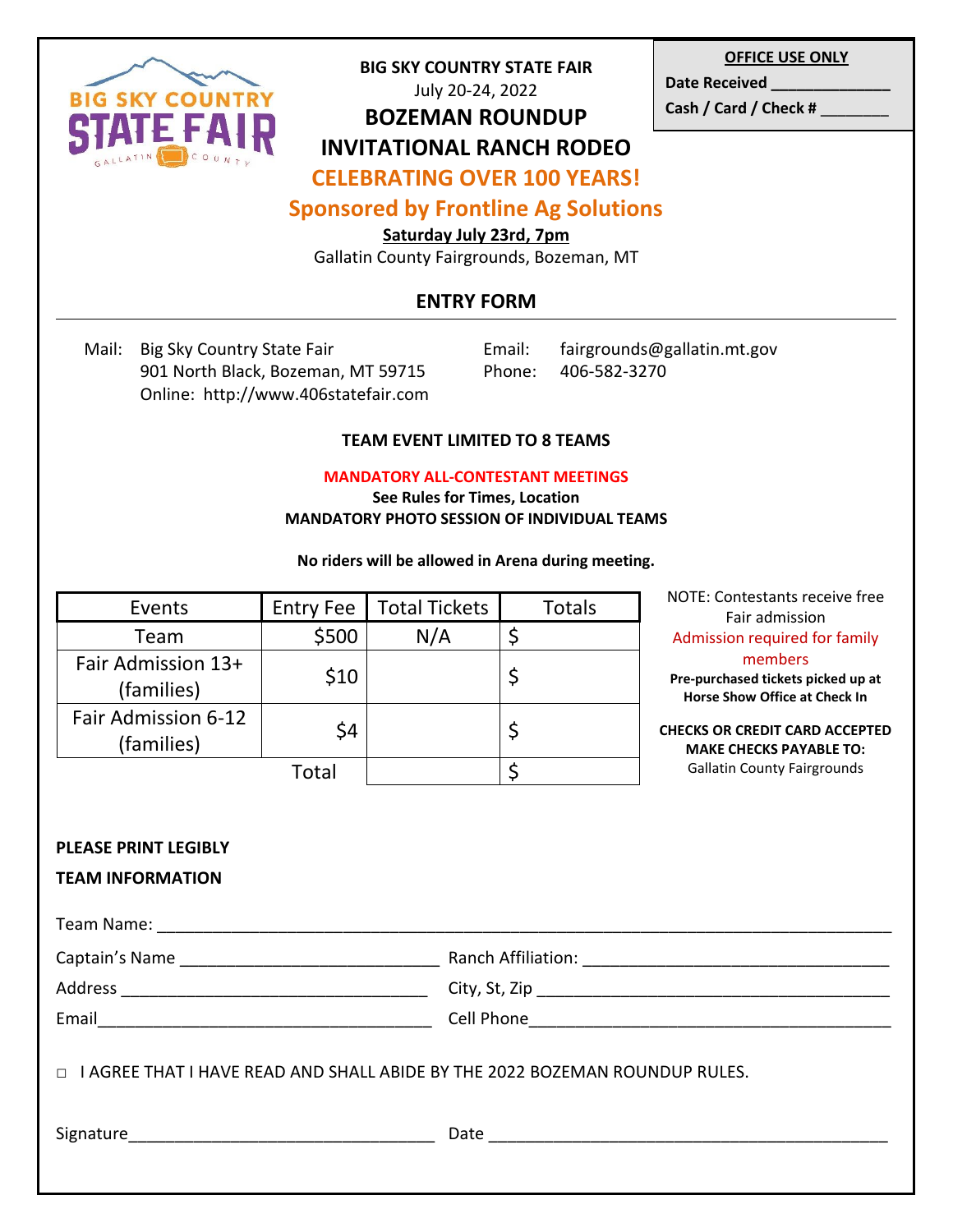**OFFICE USE ONLY**

**Date Received ______________**

**Cash / Card / Check # ________**

**BIG SKY COUNTRY STATE FAIR**

July 20-24, 2022

# BOZEMAN ROUNDUP INVITATIONAL RANCH RODEO

## CELEBRATING OVER 100 YEARS!

## Sponsored by Frontline Ag Solutions

**Saturday July 23rd, 7pm**

Gallatin County Fairgrounds, Bozeman, MT

## ENTRY FORM

Mail: Big Sky Country State Fair
901 North Black, Bozeman, MT 59715
Online: http://www.406statefair.com

Email: fairgrounds@gallatin.mt.gov
Phone: 406-582-3270

**TEAM EVENT LIMITED TO 8 TEAMS**

**MANDATORY ALL-CONTESTANT MEETINGS**
**See Rules for Times, Location**
**MANDATORY PHOTO SESSION OF INDIVIDUAL TEAMS**

**No riders will be allowed in Arena during meeting.**

| Events | Entry Fee | Total Tickets | Totals |
|---|---|---|---|
| Team | $500 | N/A | $ |
| Fair Admission 13+ (families) | $10 | | $ |
| Fair Admission 6-12 (families) | $4 | | $ |
| | Total | | $ |

NOTE: Contestants receive free Fair admission
Admission required for family members
**Pre-purchased tickets picked up at Horse Show Office at Check In**

**CHECKS OR CREDIT CARD ACCEPTED**
**MAKE CHECKS PAYABLE TO:**
Gallatin County Fairgrounds

**PLEASE PRINT LEGIBLY**

**TEAM INFORMATION**

Team Name: ______________________________________________________________________________

Captain's Name ____________________________ Ranch Affiliation: _________________________________

Address _________________________________ City, St, Zip _______________________________________

Email__________________________________ Cell Phone______________________________________

□ I AGREE THAT I HAVE READ AND SHALL ABIDE BY THE 2022 BOZEMAN ROUNDUP RULES.

Signature_________________________________ Date _____________________________________________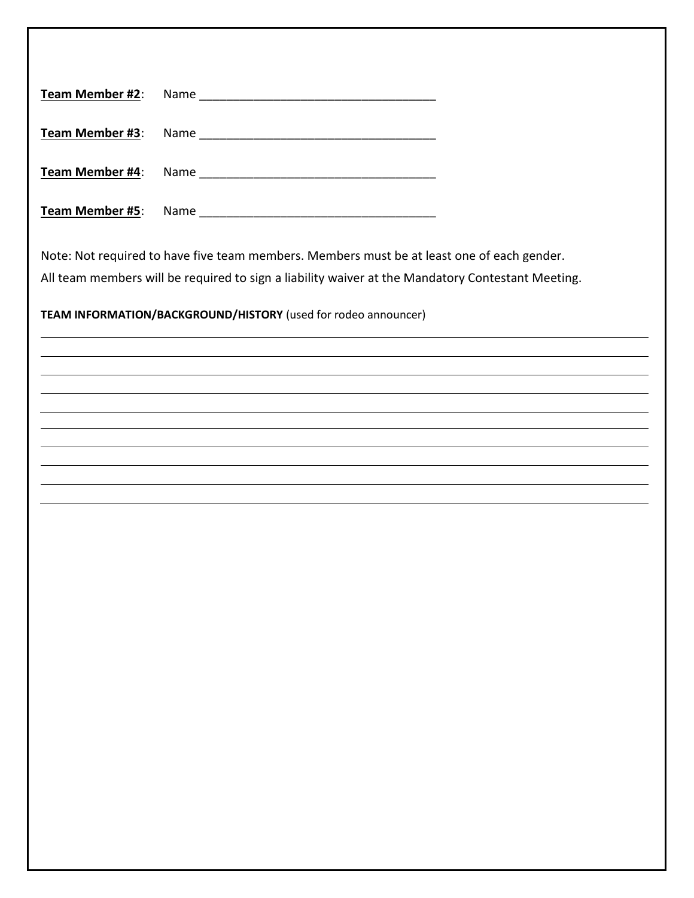**Team Member #2**: Name ___________________________________

**Team Member #3**: Name ___________________________________

**Team Member #4**: Name ___________________________________

**Team Member #5**: Name ___________________________________

Note: Not required to have five team members. Members must be at least one of each gender.
All team members will be required to sign a liability waiver at the Mandatory Contestant Meeting.

**TEAM INFORMATION/BACKGROUND/HISTORY** (used for rodeo announcer)

______________________________________________________________________________

______________________________________________________________________________

______________________________________________________________________________

______________________________________________________________________________

______________________________________________________________________________

______________________________________________________________________________

______________________________________________________________________________

______________________________________________________________________________

______________________________________________________________________________

______________________________________________________________________________